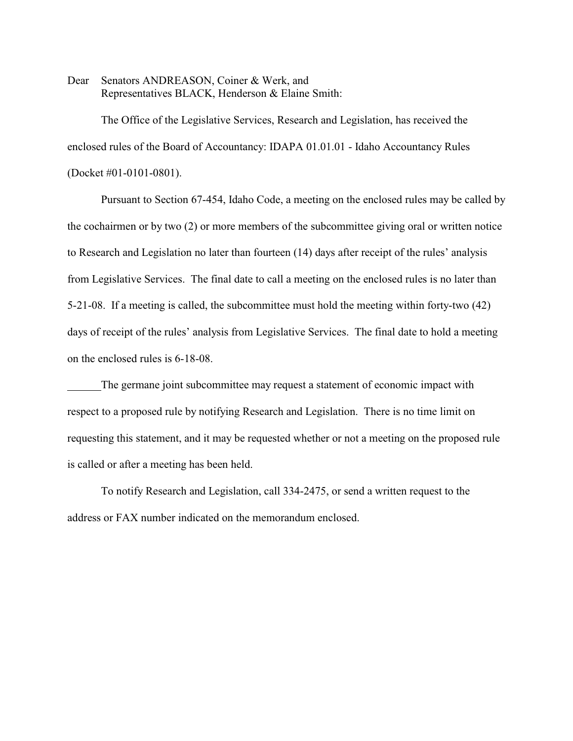Dear Senators ANDREASON, Coiner & Werk, and
Representatives BLACK, Henderson & Elaine Smith:

The Office of the Legislative Services, Research and Legislation, has received the enclosed rules of the Board of Accountancy: IDAPA 01.01.01 - Idaho Accountancy Rules (Docket #01-0101-0801).

Pursuant to Section 67-454, Idaho Code, a meeting on the enclosed rules may be called by the cochairmen or by two (2) or more members of the subcommittee giving oral or written notice to Research and Legislation no later than fourteen (14) days after receipt of the rules' analysis from Legislative Services. The final date to call a meeting on the enclosed rules is no later than 5-21-08. If a meeting is called, the subcommittee must hold the meeting within forty-two (42) days of receipt of the rules' analysis from Legislative Services. The final date to hold a meeting on the enclosed rules is 6-18-08.

______The germane joint subcommittee may request a statement of economic impact with respect to a proposed rule by notifying Research and Legislation. There is no time limit on requesting this statement, and it may be requested whether or not a meeting on the proposed rule is called or after a meeting has been held.

To notify Research and Legislation, call 334-2475, or send a written request to the address or FAX number indicated on the memorandum enclosed.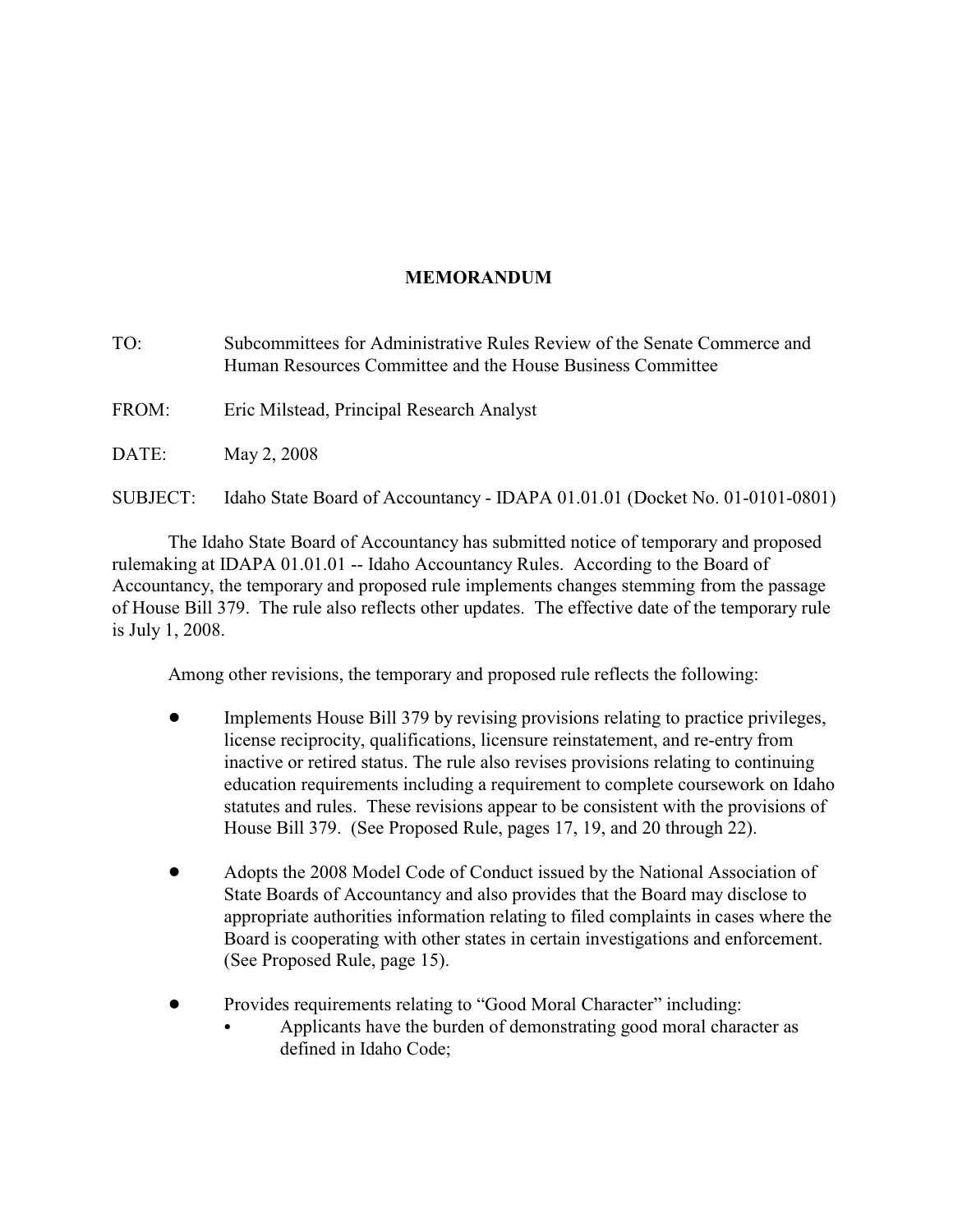# MEMORANDUM

TO: Subcommittees for Administrative Rules Review of the Senate Commerce and Human Resources Committee and the House Business Committee

FROM: Eric Milstead, Principal Research Analyst

DATE: May 2, 2008

SUBJECT: Idaho State Board of Accountancy - IDAPA 01.01.01 (Docket No. 01-0101-0801)

The Idaho State Board of Accountancy has submitted notice of temporary and proposed rulemaking at IDAPA 01.01.01 -- Idaho Accountancy Rules. According to the Board of Accountancy, the temporary and proposed rule implements changes stemming from the passage of House Bill 379. The rule also reflects other updates. The effective date of the temporary rule is July 1, 2008.

Among other revisions, the temporary and proposed rule reflects the following:

- Implements House Bill 379 by revising provisions relating to practice privileges, license reciprocity, qualifications, licensure reinstatement, and re-entry from inactive or retired status. The rule also revises provisions relating to continuing education requirements including a requirement to complete coursework on Idaho statutes and rules. These revisions appear to be consistent with the provisions of House Bill 379. (See Proposed Rule, pages 17, 19, and 20 through 22).

- Adopts the 2008 Model Code of Conduct issued by the National Association of State Boards of Accountancy and also provides that the Board may disclose to appropriate authorities information relating to filed complaints in cases where the Board is cooperating with other states in certain investigations and enforcement. (See Proposed Rule, page 15).

- Provides requirements relating to "Good Moral Character" including:
  - Applicants have the burden of demonstrating good moral character as defined in Idaho Code;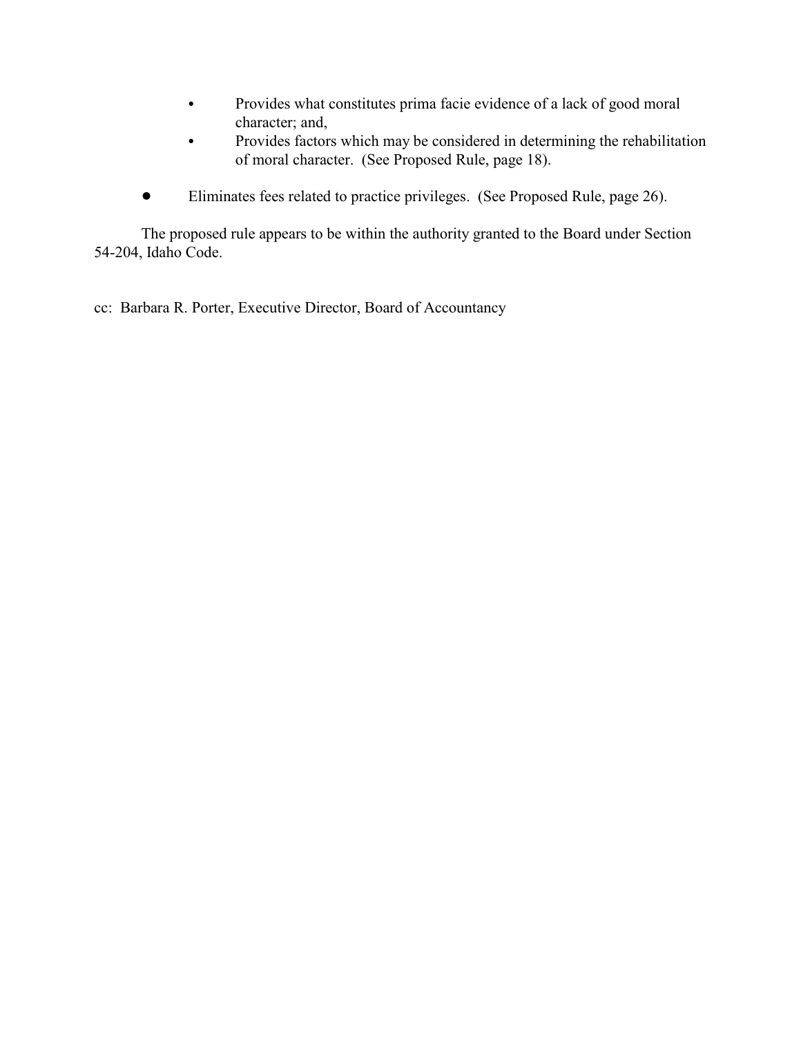- Provides what constitutes prima facie evidence of a lack of good moral character; and,
    - Provides factors which may be considered in determining the rehabilitation of moral character. (See Proposed Rule, page 18).

- Eliminates fees related to practice privileges. (See Proposed Rule, page 26).

The proposed rule appears to be within the authority granted to the Board under Section 54-204, Idaho Code.

cc: Barbara R. Porter, Executive Director, Board of Accountancy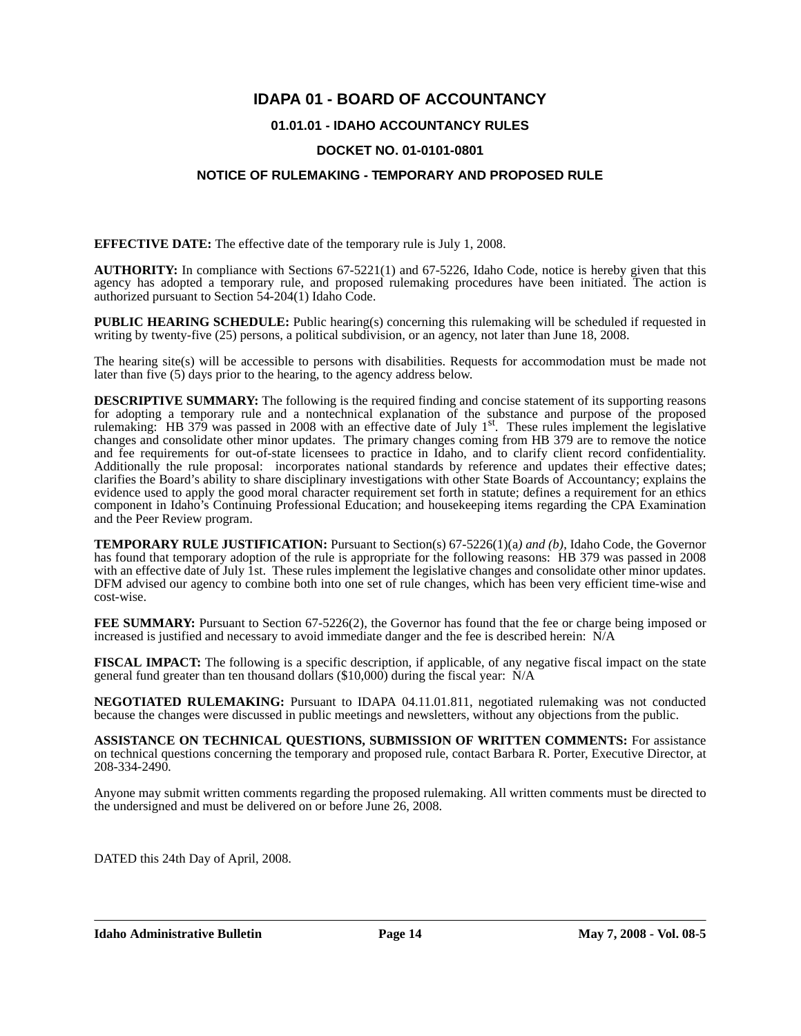# IDAPA 01 - BOARD OF ACCOUNTANCY

## 01.01.01 - IDAHO ACCOUNTANCY RULES

## DOCKET NO. 01-0101-0801

## NOTICE OF RULEMAKING - TEMPORARY AND PROPOSED RULE

**EFFECTIVE DATE:** The effective date of the temporary rule is July 1, 2008.

**AUTHORITY:** In compliance with Sections 67-5221(1) and 67-5226, Idaho Code, notice is hereby given that this agency has adopted a temporary rule, and proposed rulemaking procedures have been initiated. The action is authorized pursuant to Section 54-204(1) Idaho Code.

**PUBLIC HEARING SCHEDULE:** Public hearing(s) concerning this rulemaking will be scheduled if requested in writing by twenty-five (25) persons, a political subdivision, or an agency, not later than June 18, 2008.

The hearing site(s) will be accessible to persons with disabilities. Requests for accommodation must be made not later than five (5) days prior to the hearing, to the agency address below.

**DESCRIPTIVE SUMMARY:** The following is the required finding and concise statement of its supporting reasons for adopting a temporary rule and a nontechnical explanation of the substance and purpose of the proposed rulemaking: HB 379 was passed in 2008 with an effective date of July 1st. These rules implement the legislative changes and consolidate other minor updates. The primary changes coming from HB 379 are to remove the notice and fee requirements for out-of-state licensees to practice in Idaho, and to clarify client record confidentiality. Additionally the rule proposal: incorporates national standards by reference and updates their effective dates; clarifies the Board's ability to share disciplinary investigations with other State Boards of Accountancy; explains the evidence used to apply the good moral character requirement set forth in statute; defines a requirement for an ethics component in Idaho's Continuing Professional Education; and housekeeping items regarding the CPA Examination and the Peer Review program.

**TEMPORARY RULE JUSTIFICATION:** Pursuant to Section(s) 67-5226(1)(a*) and (b)*, Idaho Code, the Governor has found that temporary adoption of the rule is appropriate for the following reasons: HB 379 was passed in 2008 with an effective date of July 1st. These rules implement the legislative changes and consolidate other minor updates. DFM advised our agency to combine both into one set of rule changes, which has been very efficient time-wise and cost-wise.

**FEE SUMMARY:** Pursuant to Section 67-5226(2), the Governor has found that the fee or charge being imposed or increased is justified and necessary to avoid immediate danger and the fee is described herein: N/A

**FISCAL IMPACT:** The following is a specific description, if applicable, of any negative fiscal impact on the state general fund greater than ten thousand dollars ($10,000) during the fiscal year: N/A

**NEGOTIATED RULEMAKING:** Pursuant to IDAPA 04.11.01.811, negotiated rulemaking was not conducted because the changes were discussed in public meetings and newsletters, without any objections from the public.

**ASSISTANCE ON TECHNICAL QUESTIONS, SUBMISSION OF WRITTEN COMMENTS:** For assistance on technical questions concerning the temporary and proposed rule, contact Barbara R. Porter, Executive Director, at 208-334-2490.

Anyone may submit written comments regarding the proposed rulemaking. All written comments must be directed to the undersigned and must be delivered on or before June 26, 2008.

DATED this 24th Day of April, 2008.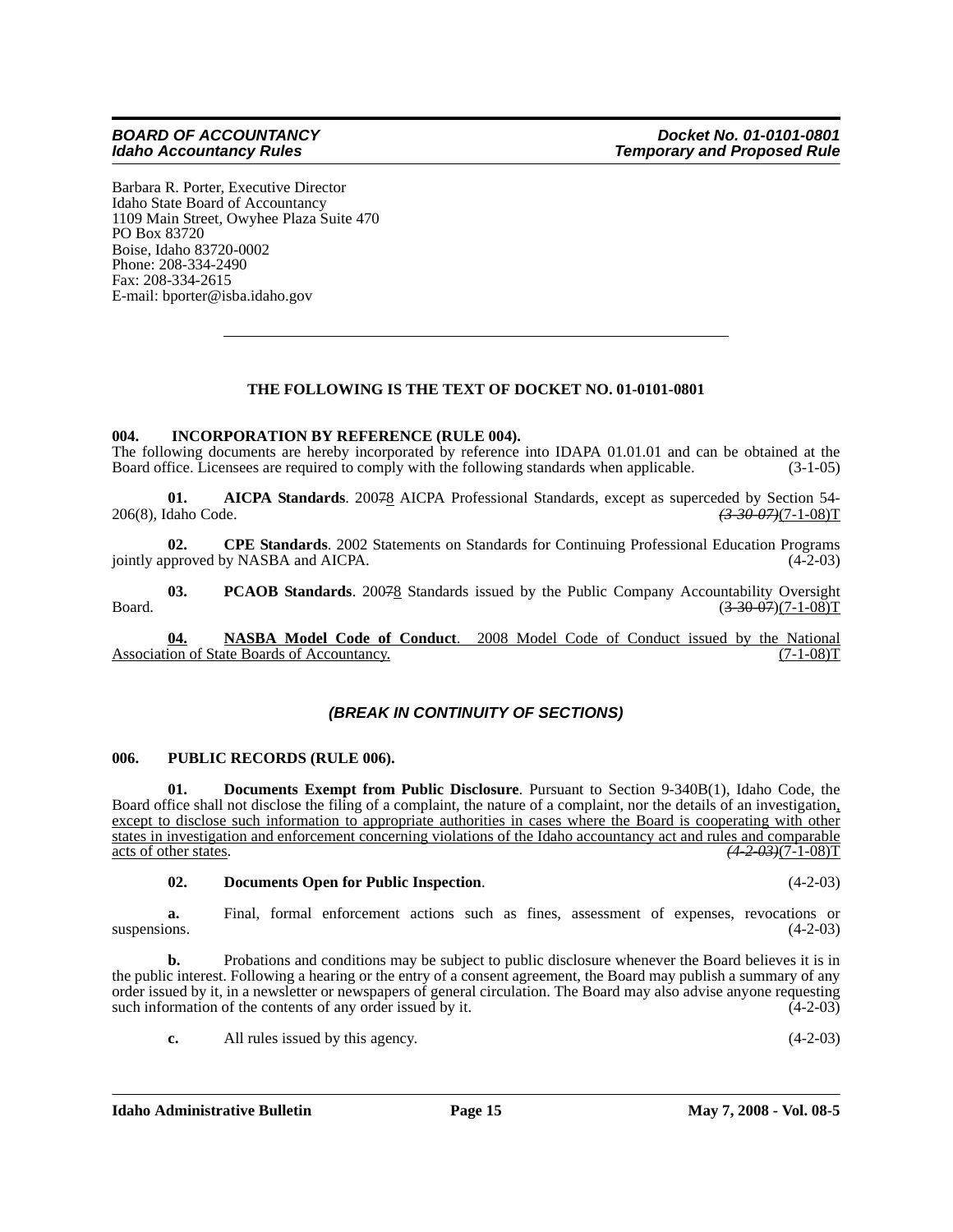Barbara R. Porter, Executive Director
Idaho State Board of Accountancy
1109 Main Street, Owyhee Plaza Suite 470
PO Box 83720
Boise, Idaho 83720-0002
Phone: 208-334-2490
Fax: 208-334-2615
E-mail: bporter@isba.idaho.gov

---

**THE FOLLOWING IS THE TEXT OF DOCKET NO. 01-0101-0801**

**004. INCORPORATION BY REFERENCE (RULE 004).**

The following documents are hereby incorporated by reference into IDAPA 01.01.01 and can be obtained at the Board office. Licensees are required to comply with the following standards when applicable. (3-1-05)

**01. AICPA Standards**. 2007~~7~~8 AICPA Professional Standards, except as superceded by Section 54-206(8), Idaho Code. ~~*(3-30-07)*~~(7-1-08)T

**02. CPE Standards**. 2002 Statements on Standards for Continuing Professional Education Programs jointly approved by NASBA and AICPA. (4-2-03)

**03. PCAOB Standards**. 2007~~7~~8 Standards issued by the Public Company Accountability Oversight Board. (~~3-30-07~~)(7-1-08)T

**04. NASBA Model Code of Conduct**. 2008 Model Code of Conduct issued by the National Association of State Boards of Accountancy. (7-1-08)T

***(BREAK IN CONTINUITY OF SECTIONS)***

**006. PUBLIC RECORDS (RULE 006).**

**01. Documents Exempt from Public Disclosure**. Pursuant to Section 9-340B(1), Idaho Code, the Board office shall not disclose the filing of a complaint, the nature of a complaint, nor the details of an investigation, except to disclose such information to appropriate authorities in cases where the Board is cooperating with other states in investigation and enforcement concerning violations of the Idaho accountancy act and rules and comparable acts of other states. ~~*(4-2-03)*~~(7-1-08)T

**02. Documents Open for Public Inspection**. (4-2-03)

**a.** Final, formal enforcement actions such as fines, assessment of expenses, revocations or suspensions. (4-2-03)

**b.** Probations and conditions may be subject to public disclosure whenever the Board believes it is in the public interest. Following a hearing or the entry of a consent agreement, the Board may publish a summary of any order issued by it, in a newsletter or newspapers of general circulation. The Board may also advise anyone requesting such information of the contents of any order issued by it. (4-2-03)

**c.** All rules issued by this agency. (4-2-03)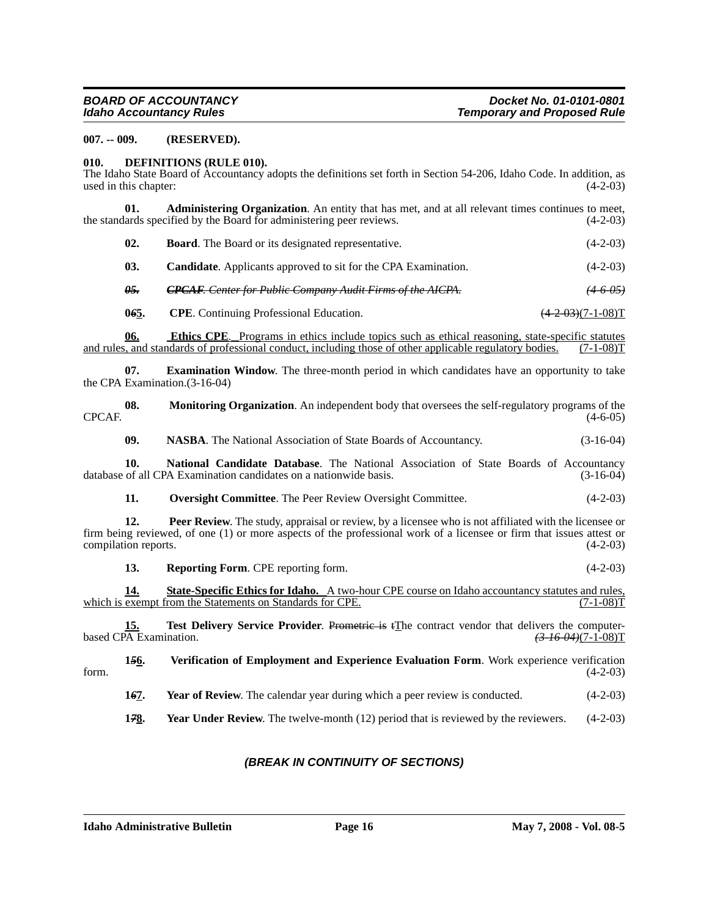**007. -- 009. (RESERVED).**

**010. DEFINITIONS (RULE 010).**

The Idaho State Board of Accountancy adopts the definitions set forth in Section 54-206, Idaho Code. In addition, as used in this chapter: (4-2-03)

**01. Administering Organization**. An entity that has met, and at all relevant times continues to meet, the standards specified by the Board for administering peer reviews. (4-2-03)

**02. Board**. The Board or its designated representative. (4-2-03)

**03. Candidate**. Applicants approved to sit for the CPA Examination. (4-2-03)

~~*05. CPCAF. Center for Public Company Audit Firms of the AICPA. (4-6-05)*~~

**0~~6~~5. CPE**. Continuing Professional Education. ~~(4-2-03)~~(7-1-08)T

**06. Ethics CPE**. Programs in ethics include topics such as ethical reasoning, state-specific statutes and rules, and standards of professional conduct, including those of other applicable regulatory bodies. (7-1-08)T

**07. Examination Window**. The three-month period in which candidates have an opportunity to take the CPA Examination.(3-16-04)

**08. Monitoring Organization**. An independent body that oversees the self-regulatory programs of the CPCAF. (4-6-05)

**09. NASBA**. The National Association of State Boards of Accountancy. (3-16-04)

**10. National Candidate Database**. The National Association of State Boards of Accountancy database of all CPA Examination candidates on a nationwide basis. (3-16-04)

**11. Oversight Committee**. The Peer Review Oversight Committee. (4-2-03)

**12. Peer Review**. The study, appraisal or review, by a licensee who is not affiliated with the licensee or firm being reviewed, of one (1) or more aspects of the professional work of a licensee or firm that issues attest or compilation reports. (4-2-03)

**13. Reporting Form**. CPE reporting form. (4-2-03)

**14. State-Specific Ethics for Idaho.** A two-hour CPE course on Idaho accountancy statutes and rules, which is exempt from the Statements on Standards for CPE. (7-1-08)T

**15. Test Delivery Service Provider**. ~~Prometric is t~~The contract vendor that delivers the computer-based CPA Examination. ~~*(3-16-04)*~~(7-1-08)T

**1~~5~~6. Verification of Employment and Experience Evaluation Form**. Work experience verification form. (4-2-03)

**1~~6~~7. Year of Review**. The calendar year during which a peer review is conducted. (4-2-03)

**1~~7~~8. Year Under Review**. The twelve-month (12) period that is reviewed by the reviewers. (4-2-03)

***(BREAK IN CONTINUITY OF SECTIONS)***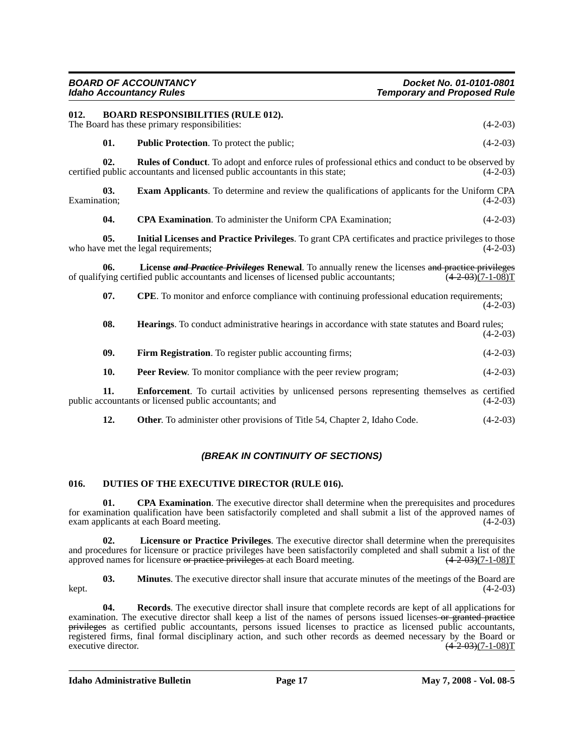### 012. BOARD RESPONSIBILITIES (RULE 012).

The Board has these primary responsibilities: (4-2-03)

**01. Public Protection**. To protect the public; (4-2-03)

**02. Rules of Conduct**. To adopt and enforce rules of professional ethics and conduct to be observed by certified public accountants and licensed public accountants in this state; (4-2-03)

**03. Exam Applicants**. To determine and review the qualifications of applicants for the Uniform CPA Examination; (4-2-03)

**04. CPA Examination**. To administer the Uniform CPA Examination; (4-2-03)

**05. Initial Licenses and Practice Privileges**. To grant CPA certificates and practice privileges to those who have met the legal requirements; (4-2-03)

**06. License ~~*and Practice Privileges*~~ Renewal**. To annually renew the licenses ~~and practice privileges~~ of qualifying certified public accountants and licenses of licensed public accountants; ~~(4-2-03)~~(7-1-08)T

**07. CPE**. To monitor and enforce compliance with continuing professional education requirements; (4-2-03)

**08. Hearings**. To conduct administrative hearings in accordance with state statutes and Board rules; (4-2-03)

**09. Firm Registration**. To register public accounting firms; (4-2-03)

**10. Peer Review**. To monitor compliance with the peer review program; (4-2-03)

**11. Enforcement**. To curtail activities by unlicensed persons representing themselves as certified public accountants or licensed public accountants; and (4-2-03)

**12. Other**. To administer other provisions of Title 54, Chapter 2, Idaho Code. (4-2-03)

***(BREAK IN CONTINUITY OF SECTIONS)***

### 016. DUTIES OF THE EXECUTIVE DIRECTOR (RULE 016).

**01. CPA Examination**. The executive director shall determine when the prerequisites and procedures for examination qualification have been satisfactorily completed and shall submit a list of the approved names of exam applicants at each Board meeting. (4-2-03)

**02. Licensure or Practice Privileges**. The executive director shall determine when the prerequisites and procedures for licensure or practice privileges have been satisfactorily completed and shall submit a list of the approved names for licensure ~~or practice privileges~~ at each Board meeting. ~~(4-2-03)~~(7-1-08)T

**03. Minutes**. The executive director shall insure that accurate minutes of the meetings of the Board are kept. (4-2-03)

**04. Records**. The executive director shall insure that complete records are kept of all applications for examination. The executive director shall keep a list of the names of persons issued licenses ~~or granted practice privileges~~ as certified public accountants, persons issued licenses to practice as licensed public accountants, registered firms, final formal disciplinary action, and such other records as deemed necessary by the Board or executive director. ~~(4-2-03)~~(7-1-08)T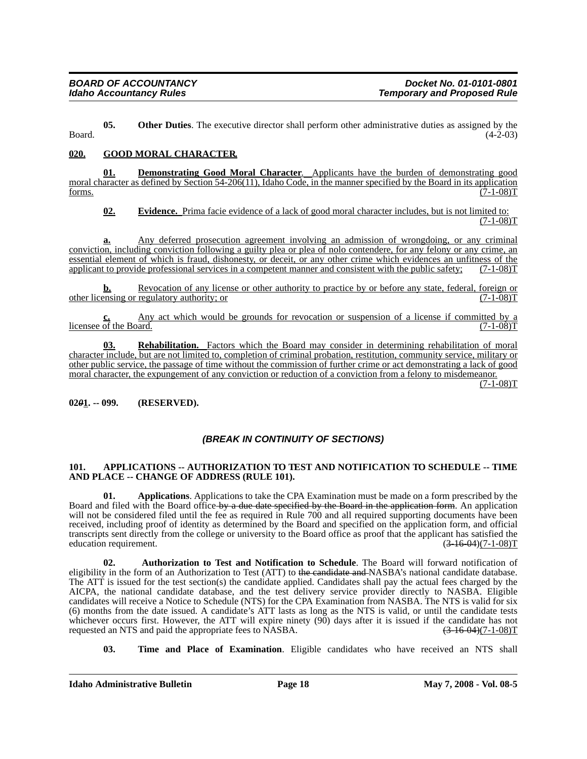**05. Other Duties**. The executive director shall perform other administrative duties as assigned by the Board. (4-2-03)

**020. GOOD MORAL CHARACTER.**

**01. Demonstrating Good Moral Character**. Applicants have the burden of demonstrating good moral character as defined by Section 54-206(11), Idaho Code, in the manner specified by the Board in its application forms. (7-1-08)T

**02. Evidence.** Prima facie evidence of a lack of good moral character includes, but is not limited to: (7-1-08)T

**a.** Any deferred prosecution agreement involving an admission of wrongdoing, or any criminal conviction, including conviction following a guilty plea or plea of nolo contendere, for any felony or any crime, an essential element of which is fraud, dishonesty, or deceit, or any other crime which evidences an unfitness of the applicant to provide professional services in a competent manner and consistent with the public safety; (7-1-08)T

**b.** Revocation of any license or other authority to practice by or before any state, federal, foreign or other licensing or regulatory authority; or (7-1-08)T

**c.** Any act which would be grounds for revocation or suspension of a license if committed by a licensee of the Board. (7-1-08)T

**03. Rehabilitation.** Factors which the Board may consider in determining rehabilitation of moral character include, but are not limited to, completion of criminal probation, restitution, community service, military or other public service, the passage of time without the commission of further crime or act demonstrating a lack of good moral character, the expungement of any conviction or reduction of a conviction from a felony to misdemeanor. (7-1-08)T

**0201. -- 099. (RESERVED).**

***(BREAK IN CONTINUITY OF SECTIONS)***

**101. APPLICATIONS -- AUTHORIZATION TO TEST AND NOTIFICATION TO SCHEDULE -- TIME AND PLACE -- CHANGE OF ADDRESS (RULE 101).**

**01. Applications**. Applications to take the CPA Examination must be made on a form prescribed by the Board and filed with the Board office by a due date specified by the Board in the application form. An application will not be considered filed until the fee as required in Rule 700 and all required supporting documents have been received, including proof of identity as determined by the Board and specified on the application form, and official transcripts sent directly from the college or university to the Board office as proof that the applicant has satisfied the education requirement. (3-16-04)(7-1-08)T

**02. Authorization to Test and Notification to Schedule**. The Board will forward notification of eligibility in the form of an Authorization to Test (ATT) to the candidate and NASBA's national candidate database. The ATT is issued for the test section(s) the candidate applied. Candidates shall pay the actual fees charged by the AICPA, the national candidate database, and the test delivery service provider directly to NASBA. Eligible candidates will receive a Notice to Schedule (NTS) for the CPA Examination from NASBA. The NTS is valid for six (6) months from the date issued. A candidate's ATT lasts as long as the NTS is valid, or until the candidate tests whichever occurs first. However, the ATT will expire ninety (90) days after it is issued if the candidate has not requested an NTS and paid the appropriate fees to NASBA. (3-16-04)(7-1-08)T

**03. Time and Place of Examination**. Eligible candidates who have received an NTS shall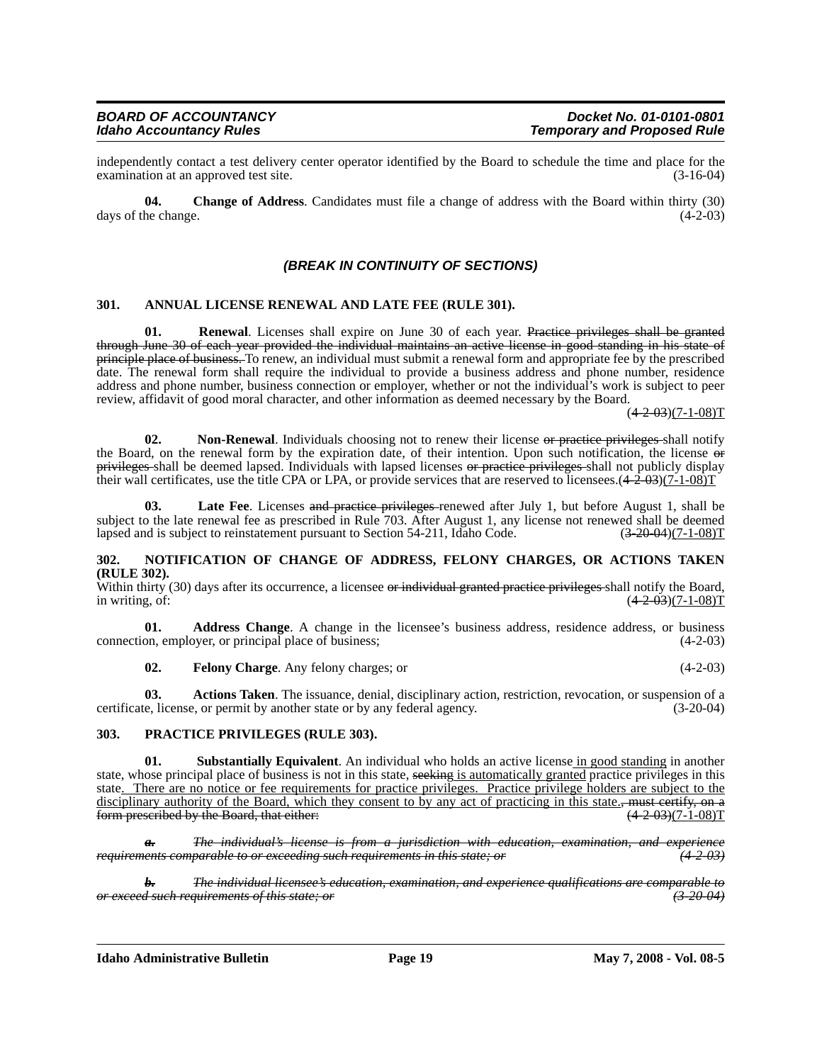independently contact a test delivery center operator identified by the Board to schedule the time and place for the examination at an approved test site. (3-16-04)

**04. Change of Address**. Candidates must file a change of address with the Board within thirty (30) days of the change. (4-2-03)

### *(BREAK IN CONTINUITY OF SECTIONS)*

### 301. ANNUAL LICENSE RENEWAL AND LATE FEE (RULE 301).

**01. Renewal**. Licenses shall expire on June 30 of each year. ~~Practice privileges shall be granted through June 30 of each year provided the individual maintains an active license in good standing in his state of principle place of business.~~ To renew, an individual must submit a renewal form and appropriate fee by the prescribed date. The renewal form shall require the individual to provide a business address and phone number, residence address and phone number, business connection or employer, whether or not the individual's work is subject to peer review, affidavit of good moral character, and other information as deemed necessary by the Board. (~~4-2-03~~)(7-1-08)T

**02. Non-Renewal**. Individuals choosing not to renew their license ~~or practice privileges~~ shall notify the Board, on the renewal form by the expiration date, of their intention. Upon such notification, the license ~~or privileges~~ shall be deemed lapsed. Individuals with lapsed licenses ~~or practice privileges~~ shall not publicly display their wall certificates, use the title CPA or LPA, or provide services that are reserved to licensees.(~~4-2-03~~)(7-1-08)T

**03. Late Fee**. Licenses ~~and practice privileges~~ renewed after July 1, but before August 1, shall be subject to the late renewal fee as prescribed in Rule 703. After August 1, any license not renewed shall be deemed lapsed and is subject to reinstatement pursuant to Section 54-211, Idaho Code. (~~3-20-04~~)(7-1-08)T

### 302. NOTIFICATION OF CHANGE OF ADDRESS, FELONY CHARGES, OR ACTIONS TAKEN (RULE 302).

Within thirty (30) days after its occurrence, a licensee ~~or individual granted practice privileges~~ shall notify the Board, in writing, of: (~~4-2-03~~)(7-1-08)T

**01. Address Change**. A change in the licensee's business address, residence address, or business connection, employer, or principal place of business; (4-2-03)

**02. Felony Charge**. Any felony charges; or (4-2-03)

**03. Actions Taken**. The issuance, denial, disciplinary action, restriction, revocation, or suspension of a certificate, license, or permit by another state or by any federal agency. (3-20-04)

### 303. PRACTICE PRIVILEGES (RULE 303).

**01. Substantially Equivalent**. An individual who holds an active license <u>in good standing</u> in another state, whose principal place of business is not in this state, ~~seeking~~ <u>is automatically granted</u> practice privileges in this state<u>. There are no notice or fee requirements for practice privileges. Practice privilege holders are subject to the disciplinary authority of the Board, which they consent to by any act of practicing in this state.</u>~~, must certify, on a form prescribed by the Board, that either:~~ (~~4-2-03~~)(7-1-08)T

~~*a. The individual's license is from a jurisdiction with education, examination, and experience requirements comparable to or exceeding such requirements in this state; or*~~ ~~*(4-2-03)*~~

~~*b. The individual licensee's education, examination, and experience qualifications are comparable to or exceed such requirements of this state; or*~~ ~~*(3-20-04)*~~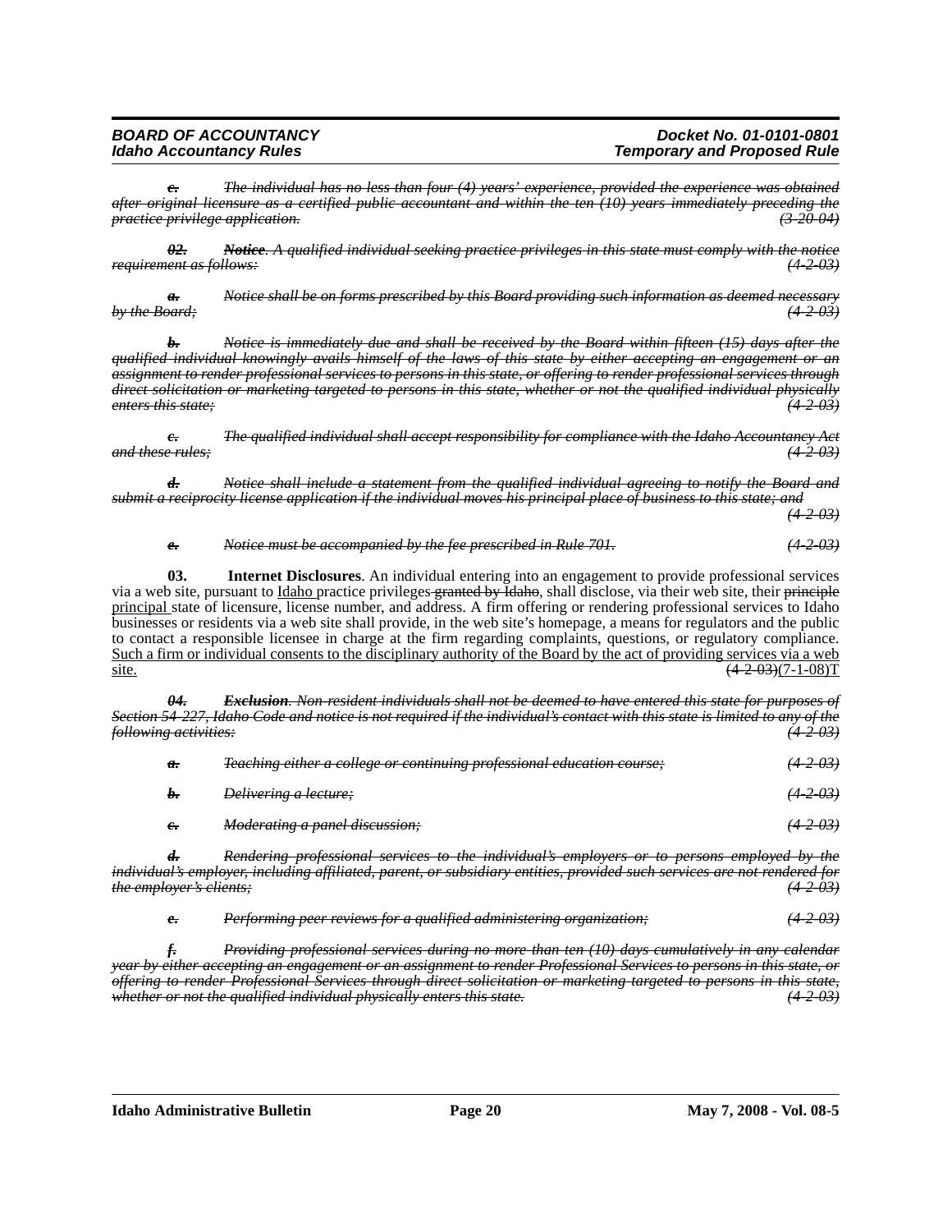*~~c. The individual has no less than four (4) years' experience, provided the experience was obtained after original licensure as a certified public accountant and within the ten (10) years immediately preceding the practice privilege application.~~* *~~(3-20-04)~~*

*~~02. **Notice**. A qualified individual seeking practice privileges in this state must comply with the notice requirement as follows:~~* *~~(4-2-03)~~*

*~~a. Notice shall be on forms prescribed by this Board providing such information as deemed necessary by the Board;~~* *~~(4-2-03)~~*

*~~b. Notice is immediately due and shall be received by the Board within fifteen (15) days after the qualified individual knowingly avails himself of the laws of this state by either accepting an engagement or an assignment to render professional services to persons in this state, or offering to render professional services through direct solicitation or marketing targeted to persons in this state, whether or not the qualified individual physically enters this state;~~* *~~(4-2-03)~~*

*~~c. The qualified individual shall accept responsibility for compliance with the Idaho Accountancy Act and these rules;~~* *~~(4-2-03)~~*

*~~d. Notice shall include a statement from the qualified individual agreeing to notify the Board and submit a reciprocity license application if the individual moves his principal place of business to this state; and~~* *~~(4-2-03)~~*

*~~e. Notice must be accompanied by the fee prescribed in Rule 701.~~* *~~(4-2-03)~~*

**03. Internet Disclosures**. An individual entering into an engagement to provide professional services via a web site, pursuant to <u>Idaho</u> practice privileges ~~granted by Idaho~~, shall disclose, via their web site, their ~~principle~~ <u>principal</u> state of licensure, license number, and address. A firm offering or rendering professional services to Idaho businesses or residents via a web site shall provide, in the web site's homepage, a means for regulators and the public to contact a responsible licensee in charge at the firm regarding complaints, questions, or regulatory compliance. <u>Such a firm or individual consents to the disciplinary authority of the Board by the act of providing services via a web site.</u> ~~(4-2-03)~~(7-1-08)T

*~~04. **Exclusion**. Non-resident individuals shall not be deemed to have entered this state for purposes of Section 54-227, Idaho Code and notice is not required if the individual's contact with this state is limited to any of the following activities:~~* *~~(4-2-03)~~*

*~~a. Teaching either a college or continuing professional education course;~~* *~~(4-2-03)~~*

*~~b. Delivering a lecture;~~* *~~(4-2-03)~~*

*~~c. Moderating a panel discussion;~~* *~~(4-2-03)~~*

*~~d. Rendering professional services to the individual's employers or to persons employed by the individual's employer, including affiliated, parent, or subsidiary entities, provided such services are not rendered for the employer's clients;~~* *~~(4-2-03)~~*

*~~e. Performing peer reviews for a qualified administering organization;~~* *~~(4-2-03)~~*

*~~f. Providing professional services during no more than ten (10) days cumulatively in any calendar year by either accepting an engagement or an assignment to render Professional Services to persons in this state, or offering to render Professional Services through direct solicitation or marketing targeted to persons in this state, whether or not the qualified individual physically enters this state.~~* *~~(4-2-03)~~*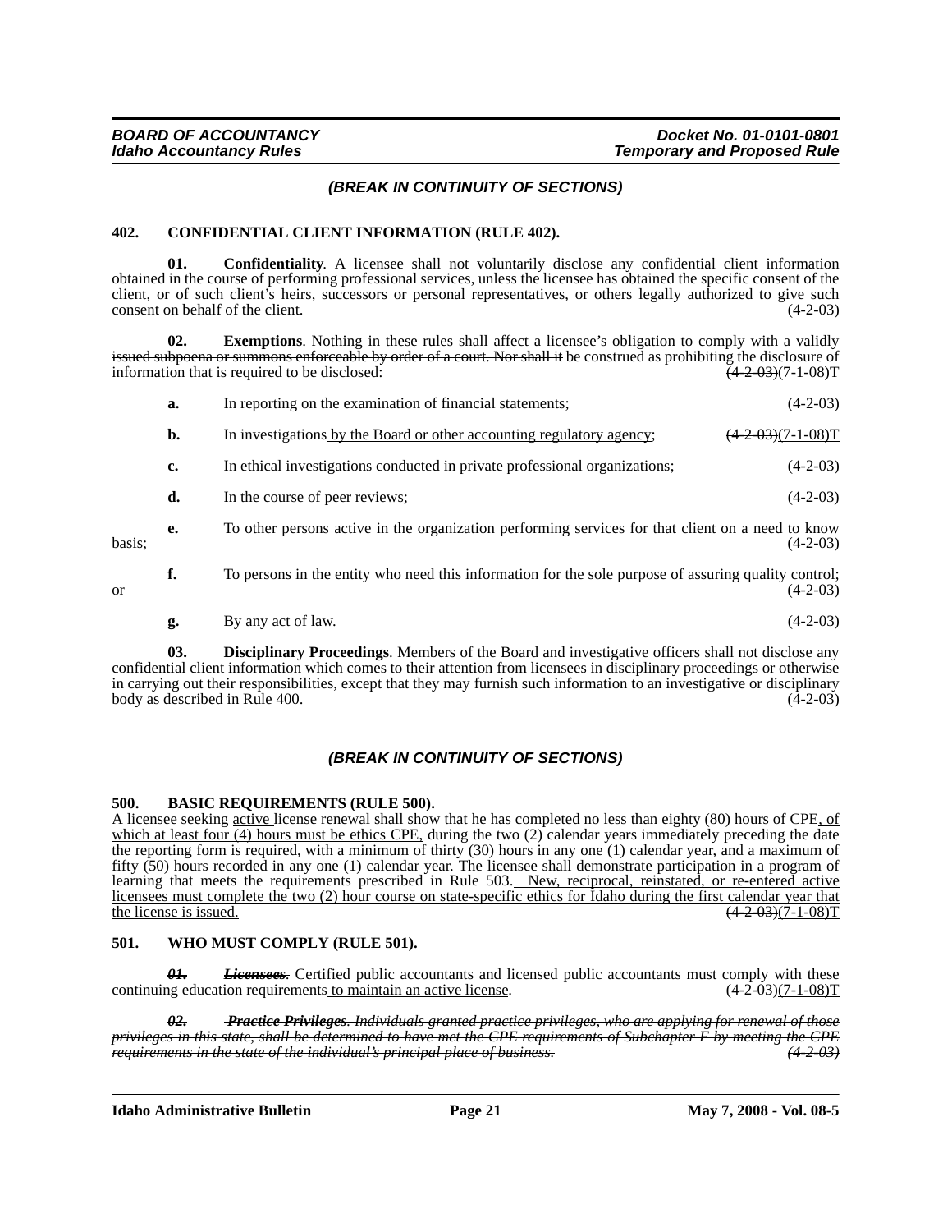*(BREAK IN CONTINUITY OF SECTIONS)*

**402. CONFIDENTIAL CLIENT INFORMATION (RULE 402).**

**01. Confidentiality**. A licensee shall not voluntarily disclose any confidential client information obtained in the course of performing professional services, unless the licensee has obtained the specific consent of the client, or of such client's heirs, successors or personal representatives, or others legally authorized to give such consent on behalf of the client. (4-2-03)

**02. Exemptions**. Nothing in these rules shall ~~affect a licensee's obligation to comply with a validly issued subpoena or summons enforceable by order of a court. Nor shall it~~ be construed as prohibiting the disclosure of information that is required to be disclosed: ~~(4-2-03)~~(7-1-08)T

**a.** In reporting on the examination of financial statements; (4-2-03)

**b.** In investigations <u>by the Board or other accounting regulatory agency</u>; ~~(4-2-03)~~(7-1-08)T

**c.** In ethical investigations conducted in private professional organizations; (4-2-03)

**d.** In the course of peer reviews; (4-2-03)

**e.** To other persons active in the organization performing services for that client on a need to know basis; (4-2-03)

**f.** To persons in the entity who need this information for the sole purpose of assuring quality control; or (4-2-03)

**g.** By any act of law. (4-2-03)

**03. Disciplinary Proceedings**. Members of the Board and investigative officers shall not disclose any confidential client information which comes to their attention from licensees in disciplinary proceedings or otherwise in carrying out their responsibilities, except that they may furnish such information to an investigative or disciplinary body as described in Rule 400. (4-2-03)

*(BREAK IN CONTINUITY OF SECTIONS)*

**500. BASIC REQUIREMENTS (RULE 500).**

A licensee seeking <u>active</u> license renewal shall show that he has completed no less than eighty (80) hours of CPE<u>, of which at least four (4) hours must be ethics CPE,</u> during the two (2) calendar years immediately preceding the date the reporting form is required, with a minimum of thirty (30) hours in any one (1) calendar year, and a maximum of fifty (50) hours recorded in any one (1) calendar year. The licensee shall demonstrate participation in a program of learning that meets the requirements prescribed in Rule 503. <u>New, reciprocal, reinstated, or re-entered active licensees must complete the two (2) hour course on state-specific ethics for Idaho during the first calendar year that the license is issued.</u> ~~(4-2-03)~~(7-1-08)T

**501. WHO MUST COMPLY (RULE 501).**

~~***01. Licensees***~~. Certified public accountants and licensed public accountants must comply with these continuing education requirements <u>to maintain an active license</u>. ~~(4-2-03)~~(7-1-08)T

~~***02. Practice Privileges**. Individuals granted practice privileges, who are applying for renewal of those privileges in this state, shall be determined to have met the CPE requirements of Subchapter F by meeting the CPE requirements in the state of the individual's principal place of business. (4-2-03)*~~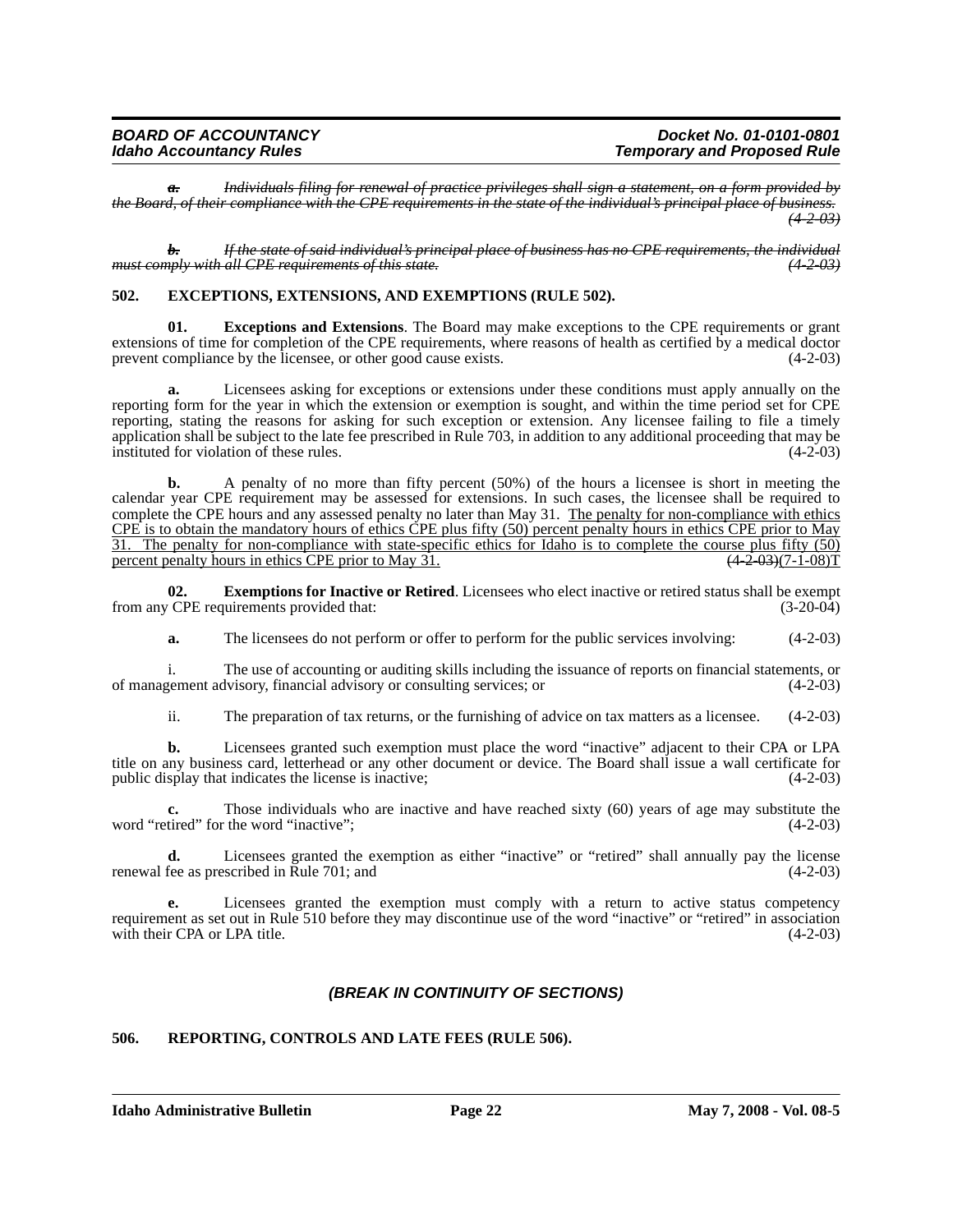~~*a. Individuals filing for renewal of practice privileges shall sign a statement, on a form provided by the Board, of their compliance with the CPE requirements in the state of the individual's principal place of business.*~~ ~~*(4-2-03)*~~

~~*b. If the state of said individual's principal place of business has no CPE requirements, the individual must comply with all CPE requirements of this state.*~~ ~~*(4-2-03)*~~

### 502. EXCEPTIONS, EXTENSIONS, AND EXEMPTIONS (RULE 502).

**01. Exceptions and Extensions**. The Board may make exceptions to the CPE requirements or grant extensions of time for completion of the CPE requirements, where reasons of health as certified by a medical doctor prevent compliance by the licensee, or other good cause exists. (4-2-03)

**a.** Licensees asking for exceptions or extensions under these conditions must apply annually on the reporting form for the year in which the extension or exemption is sought, and within the time period set for CPE reporting, stating the reasons for asking for such exception or extension. Any licensee failing to file a timely application shall be subject to the late fee prescribed in Rule 703, in addition to any additional proceeding that may be instituted for violation of these rules. (4-2-03)

**b.** A penalty of no more than fifty percent (50%) of the hours a licensee is short in meeting the calendar year CPE requirement may be assessed for extensions. In such cases, the licensee shall be required to complete the CPE hours and any assessed penalty no later than May 31. <u>The penalty for non-compliance with ethics CPE is to obtain the mandatory hours of ethics CPE plus fifty (50) percent penalty hours in ethics CPE prior to May 31. The penalty for non-compliance with state-specific ethics for Idaho is to complete the course plus fifty (50) percent penalty hours in ethics CPE prior to May 31.</u> ~~(4-2-03)~~(7-1-08)T

**02. Exemptions for Inactive or Retired**. Licensees who elect inactive or retired status shall be exempt from any CPE requirements provided that: (3-20-04)

**a.** The licensees do not perform or offer to perform for the public services involving: (4-2-03)

i. The use of accounting or auditing skills including the issuance of reports on financial statements, or of management advisory, financial advisory or consulting services; or (4-2-03)

ii. The preparation of tax returns, or the furnishing of advice on tax matters as a licensee. (4-2-03)

**b.** Licensees granted such exemption must place the word "inactive" adjacent to their CPA or LPA title on any business card, letterhead or any other document or device. The Board shall issue a wall certificate for public display that indicates the license is inactive; (4-2-03)

**c.** Those individuals who are inactive and have reached sixty (60) years of age may substitute the word "retired" for the word "inactive"; (4-2-03)

**d.** Licensees granted the exemption as either "inactive" or "retired" shall annually pay the license renewal fee as prescribed in Rule 701; and (4-2-03)

**e.** Licensees granted the exemption must comply with a return to active status competency requirement as set out in Rule 510 before they may discontinue use of the word "inactive" or "retired" in association with their CPA or LPA title. (4-2-03)

***(BREAK IN CONTINUITY OF SECTIONS)***

### 506. REPORTING, CONTROLS AND LATE FEES (RULE 506).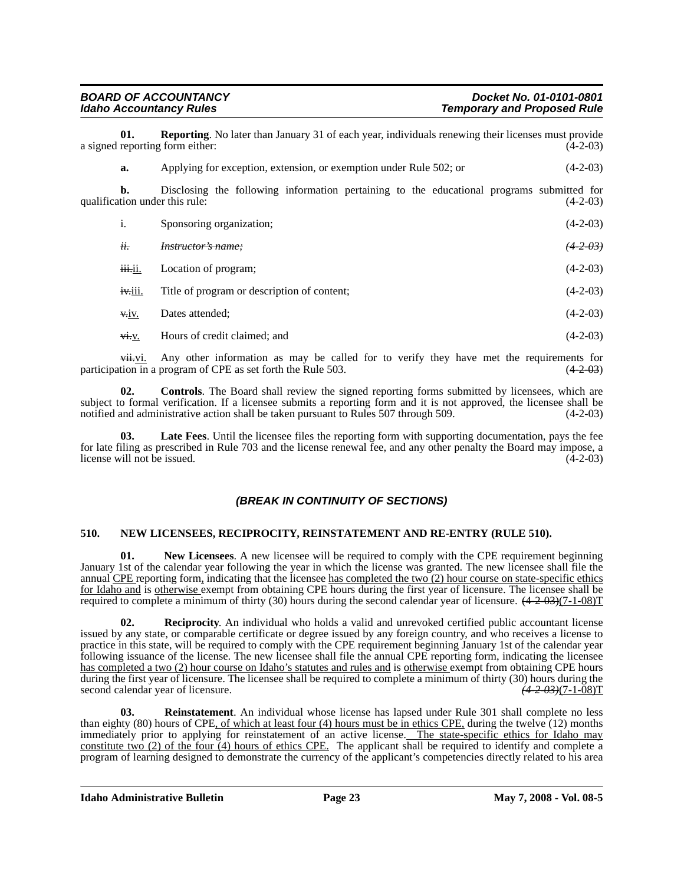**01. Reporting**. No later than January 31 of each year, individuals renewing their licenses must provide a signed reporting form either: (4-2-03)

**a.** Applying for exception, extension, or exemption under Rule 502; or (4-2-03)

**b.** Disclosing the following information pertaining to the educational programs submitted for qualification under this rule: (4-2-03)

i. Sponsoring organization; (4-2-03)

~~ii.~~ ~~*Instructor's name;*~~ ~~*(4-2-03)*~~

~~iii.~~ii. Location of program; (4-2-03)

~~iv.~~iii. Title of program or description of content; (4-2-03)

~~v.~~iv. Dates attended; (4-2-03)

~~vi.~~v. Hours of credit claimed; and (4-2-03)

~~vii.~~vi. Any other information as may be called for to verify they have met the requirements for participation in a program of CPE as set forth the Rule 503. (4-2-03)

**02. Controls**. The Board shall review the signed reporting forms submitted by licensees, which are subject to formal verification. If a licensee submits a reporting form and it is not approved, the licensee shall be notified and administrative action shall be taken pursuant to Rules 507 through 509. (4-2-03)

**03. Late Fees**. Until the licensee files the reporting form with supporting documentation, pays the fee for late filing as prescribed in Rule 703 and the license renewal fee, and any other penalty the Board may impose, a license will not be issued. (4-2-03)

***(BREAK IN CONTINUITY OF SECTIONS)***

**510. NEW LICENSEES, RECIPROCITY, REINSTATEMENT AND RE-ENTRY (RULE 510).**

**01. New Licensees**. A new licensee will be required to comply with the CPE requirement beginning January 1st of the calendar year following the year in which the license was granted. The new licensee shall file the annual CPE reporting form, indicating that the licensee has completed the two (2) hour course on state-specific ethics for Idaho and is otherwise exempt from obtaining CPE hours during the first year of licensure. The licensee shall be required to complete a minimum of thirty (30) hours during the second calendar year of licensure. ~~(4-2-03)~~(7-1-08)T

**02. Reciprocity**. An individual who holds a valid and unrevoked certified public accountant license issued by any state, or comparable certificate or degree issued by any foreign country, and who receives a license to practice in this state, will be required to comply with the CPE requirement beginning January 1st of the calendar year following issuance of the license. The new licensee shall file the annual CPE reporting form, indicating the licensee has completed a two (2) hour course on Idaho's statutes and rules and is otherwise exempt from obtaining CPE hours during the first year of licensure. The licensee shall be required to complete a minimum of thirty (30) hours during the second calendar year of licensure. ~~*(4-2-03)*~~(7-1-08)T

**03. Reinstatement**. An individual whose license has lapsed under Rule 301 shall complete no less than eighty (80) hours of CPE, of which at least four (4) hours must be in ethics CPE, during the twelve (12) months immediately prior to applying for reinstatement of an active license. The state-specific ethics for Idaho may constitute two (2) of the four (4) hours of ethics CPE. The applicant shall be required to identify and complete a program of learning designed to demonstrate the currency of the applicant's competencies directly related to his area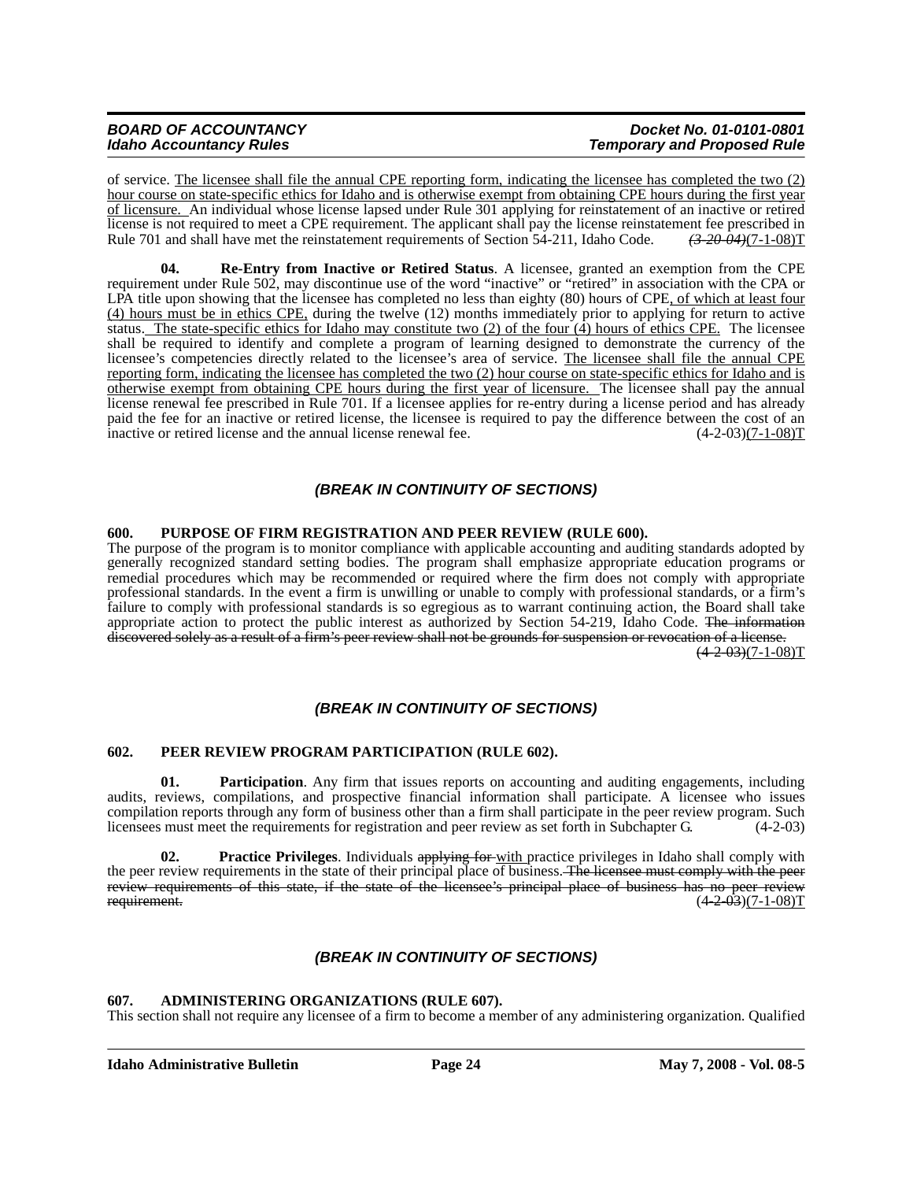of service. The licensee shall file the annual CPE reporting form, indicating the licensee has completed the two (2) hour course on state-specific ethics for Idaho and is otherwise exempt from obtaining CPE hours during the first year of licensure. An individual whose license lapsed under Rule 301 applying for reinstatement of an inactive or retired license is not required to meet a CPE requirement. The applicant shall pay the license reinstatement fee prescribed in Rule 701 and shall have met the reinstatement requirements of Section 54-211, Idaho Code. ~~(3-20-04)~~(7-1-08)T

**04. Re-Entry from Inactive or Retired Status**. A licensee, granted an exemption from the CPE requirement under Rule 502, may discontinue use of the word "inactive" or "retired" in association with the CPA or LPA title upon showing that the licensee has completed no less than eighty (80) hours of CPE, of which at least four (4) hours must be in ethics CPE, during the twelve (12) months immediately prior to applying for return to active status. The state-specific ethics for Idaho may constitute two (2) of the four (4) hours of ethics CPE. The licensee shall be required to identify and complete a program of learning designed to demonstrate the currency of the licensee's competencies directly related to the licensee's area of service. The licensee shall file the annual CPE reporting form, indicating the licensee has completed the two (2) hour course on state-specific ethics for Idaho and is otherwise exempt from obtaining CPE hours during the first year of licensure. The licensee shall pay the annual license renewal fee prescribed in Rule 701. If a licensee applies for re-entry during a license period and has already paid the fee for an inactive or retired license, the licensee is required to pay the difference between the cost of an inactive or retired license and the annual license renewal fee. (4-2-03)(7-1-08)T

### *(BREAK IN CONTINUITY OF SECTIONS)*

### 600. PURPOSE OF FIRM REGISTRATION AND PEER REVIEW (RULE 600).

The purpose of the program is to monitor compliance with applicable accounting and auditing standards adopted by generally recognized standard setting bodies. The program shall emphasize appropriate education programs or remedial procedures which may be recommended or required where the firm does not comply with appropriate professional standards. In the event a firm is unwilling or unable to comply with professional standards, or a firm's failure to comply with professional standards is so egregious as to warrant continuing action, the Board shall take appropriate action to protect the public interest as authorized by Section 54-219, Idaho Code. ~~The information discovered solely as a result of a firm's peer review shall not be grounds for suspension or revocation of a license.~~ ~~(4-2-03)~~(7-1-08)T

### *(BREAK IN CONTINUITY OF SECTIONS)*

### 602. PEER REVIEW PROGRAM PARTICIPATION (RULE 602).

**01. Participation**. Any firm that issues reports on accounting and auditing engagements, including audits, reviews, compilations, and prospective financial information shall participate. A licensee who issues compilation reports through any form of business other than a firm shall participate in the peer review program. Such licensees must meet the requirements for registration and peer review as set forth in Subchapter G. (4-2-03)

**02. Practice Privileges**. Individuals ~~applying for~~ with practice privileges in Idaho shall comply with the peer review requirements in the state of their principal place of business. ~~The licensee must comply with the peer review requirements of this state, if the state of the licensee's principal place of business has no peer review requirement.~~ ~~(4-2-03)~~(7-1-08)T

### *(BREAK IN CONTINUITY OF SECTIONS)*

### 607. ADMINISTERING ORGANIZATIONS (RULE 607).

This section shall not require any licensee of a firm to become a member of any administering organization. Qualified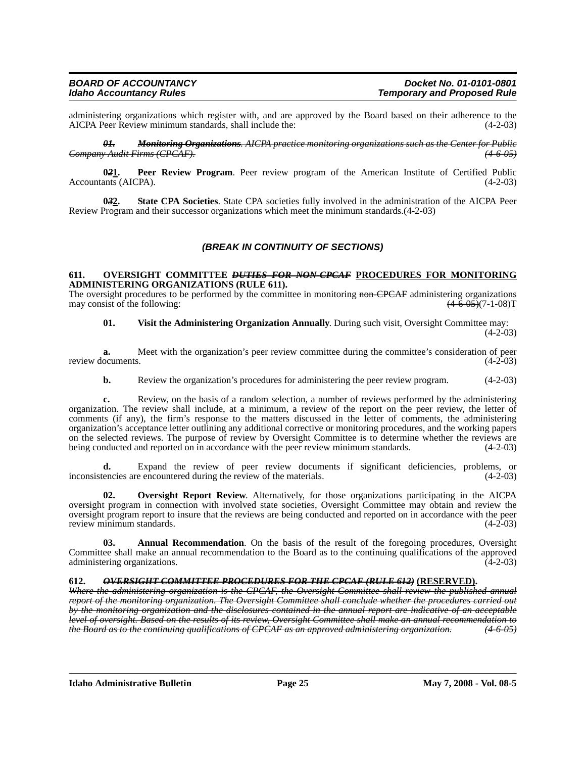administering organizations which register with, and are approved by the Board based on their adherence to the AICPA Peer Review minimum standards, shall include the: (4-2-03)

~~***01. Monitoring Organizations**. AICPA practice monitoring organizations such as the Center for Public Company Audit Firms (CPCAF). (4-6-05)*~~

**0~~*2*~~1. Peer Review Program**. Peer review program of the American Institute of Certified Public Accountants (AICPA). (4-2-03)

**0~~*3*~~2. State CPA Societies**. State CPA societies fully involved in the administration of the AICPA Peer Review Program and their successor organizations which meet the minimum standards.(4-2-03)

***(BREAK IN CONTINUITY OF SECTIONS)***

**611. OVERSIGHT COMMITTEE ~~*DUTIES FOR NON-CPCAF*~~ PROCEDURES FOR MONITORING ADMINISTERING ORGANIZATIONS (RULE 611).**

The oversight procedures to be performed by the committee in monitoring ~~non-CPCAF~~ administering organizations may consist of the following: ~~(4-6-05)~~(7-1-08)T

**01. Visit the Administering Organization Annually**. During such visit, Oversight Committee may: (4-2-03)

**a.** Meet with the organization's peer review committee during the committee's consideration of peer review documents. (4-2-03)

**b.** Review the organization's procedures for administering the peer review program. (4-2-03)

**c.** Review, on the basis of a random selection, a number of reviews performed by the administering organization. The review shall include, at a minimum, a review of the report on the peer review, the letter of comments (if any), the firm's response to the matters discussed in the letter of comments, the administering organization's acceptance letter outlining any additional corrective or monitoring procedures, and the working papers on the selected reviews. The purpose of review by Oversight Committee is to determine whether the reviews are being conducted and reported on in accordance with the peer review minimum standards. (4-2-03)

**d.** Expand the review of peer review documents if significant deficiencies, problems, or inconsistencies are encountered during the review of the materials. (4-2-03)

**02. Oversight Report Review**. Alternatively, for those organizations participating in the AICPA oversight program in connection with involved state societies, Oversight Committee may obtain and review the oversight program report to insure that the reviews are being conducted and reported on in accordance with the peer review minimum standards. (4-2-03)

**03. Annual Recommendation**. On the basis of the result of the foregoing procedures, Oversight Committee shall make an annual recommendation to the Board as to the continuing qualifications of the approved administering organizations. (4-2-03)

**612. ~~*OVERSIGHT COMMITTEE PROCEDURES FOR THE CPCAF (RULE 612)*~~ (RESERVED).**

~~*Where the administering organization is the CPCAF, the Oversight Committee shall review the published annual report of the monitoring organization. The Oversight Committee shall conclude whether the procedures carried out by the monitoring organization and the disclosures contained in the annual report are indicative of an acceptable level of oversight. Based on the results of its review, Oversight Committee shall make an annual recommendation to the Board as to the continuing qualifications of CPCAF as an approved administering organization. (4-6-05)*~~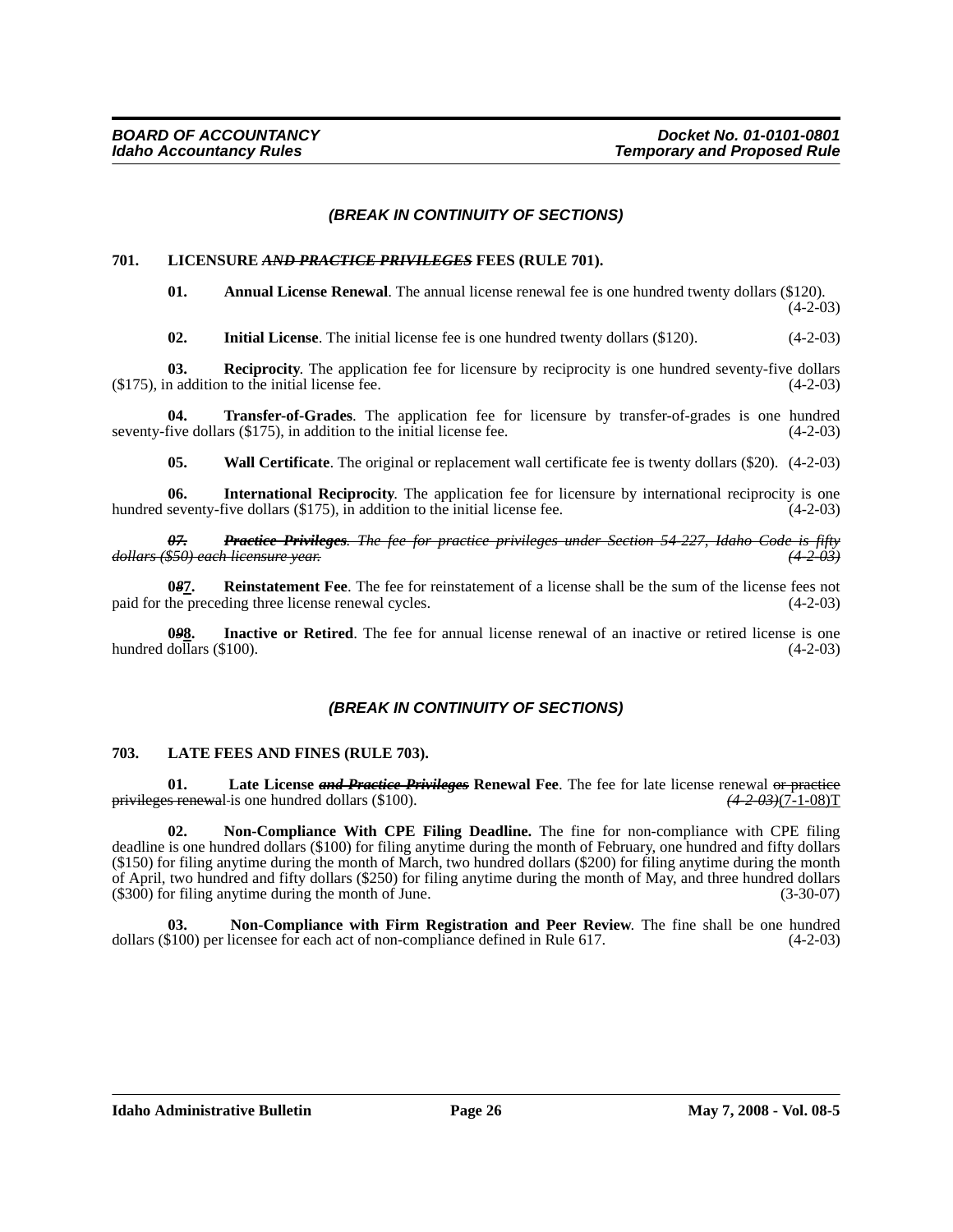*(BREAK IN CONTINUITY OF SECTIONS)*

**701. LICENSURE ~~AND PRACTICE PRIVILEGES~~ FEES (RULE 701).**

**01. Annual License Renewal**. The annual license renewal fee is one hundred twenty dollars ($120). (4-2-03)

**02. Initial License**. The initial license fee is one hundred twenty dollars ($120). (4-2-03)

**03. Reciprocity**. The application fee for licensure by reciprocity is one hundred seventy-five dollars ($175), in addition to the initial license fee. (4-2-03)

**04. Transfer-of-Grades**. The application fee for licensure by transfer-of-grades is one hundred seventy-five dollars ($175), in addition to the initial license fee. (4-2-03)

**05. Wall Certificate**. The original or replacement wall certificate fee is twenty dollars ($20). (4-2-03)

**06. International Reciprocity**. The application fee for licensure by international reciprocity is one hundred seventy-five dollars ($175), in addition to the initial license fee. (4-2-03)

~~***07. Practice Privileges**. The fee for practice privileges under Section 54-227, Idaho Code is fifty dollars ($50) each licensure year. (4-2-03)*~~

**0~~8~~7. Reinstatement Fee**. The fee for reinstatement of a license shall be the sum of the license fees not paid for the preceding three license renewal cycles. (4-2-03)

**0~~9~~8. Inactive or Retired**. The fee for annual license renewal of an inactive or retired license is one hundred dollars ($100). (4-2-03)

*(BREAK IN CONTINUITY OF SECTIONS)*

**703. LATE FEES AND FINES (RULE 703).**

**01. Late License ~~*and Practice Privileges*~~ Renewal Fee**. The fee for late license renewal ~~or practice privileges renewal~~ is one hundred dollars ($100). ~~*(4-2-03)*~~(7-1-08)T

**02. Non-Compliance With CPE Filing Deadline.** The fine for non-compliance with CPE filing deadline is one hundred dollars ($100) for filing anytime during the month of February, one hundred and fifty dollars ($150) for filing anytime during the month of March, two hundred dollars ($200) for filing anytime during the month of April, two hundred and fifty dollars ($250) for filing anytime during the month of May, and three hundred dollars ($300) for filing anytime during the month of June. (3-30-07)

**03. Non-Compliance with Firm Registration and Peer Review**. The fine shall be one hundred dollars ($100) per licensee for each act of non-compliance defined in Rule 617. (4-2-03)